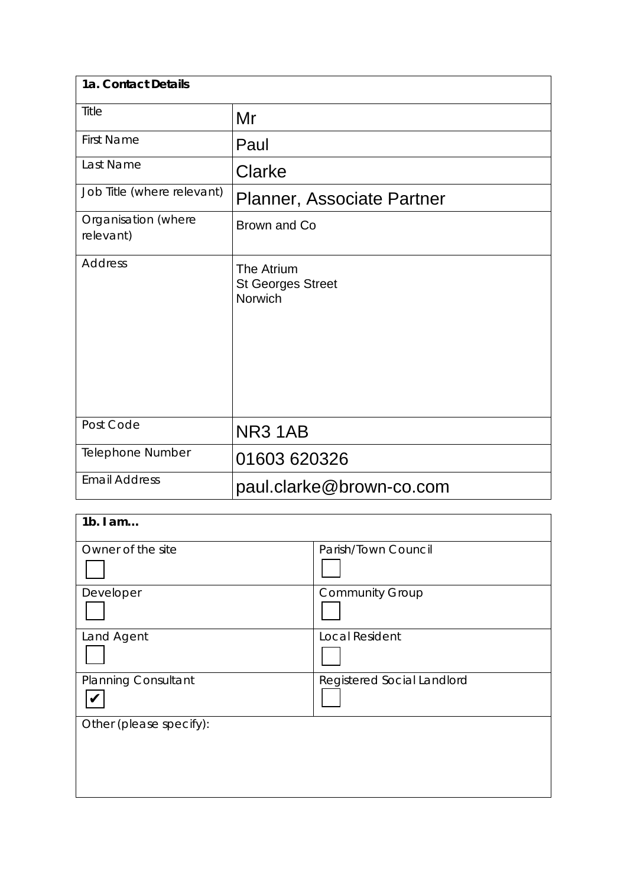| **1a. Contact Details** | |
|---|---|
| Title | Mr |
| First Name | Paul |
| Last Name | Clarke |
| Job Title (where relevant) | Planner, Associate Partner |
| Organisation (where relevant) | Brown and Co |
| Address | The Atrium<br>St Georges Street<br>Norwich |
| Post Code | NR3 1AB |
| Telephone Number | 01603 620326 |
| Email Address | paul.clarke@brown-co.com |

| **1b. I am…** | |
|---|---|
| Owner of the site ☐ | Parish/Town Council ☐ |
| Developer ☐ | Community Group ☐ |
| Land Agent ☐ | Local Resident ☐ |
| Planning Consultant ☑ | Registered Social Landlord ☐ |
| Other (please specify): | |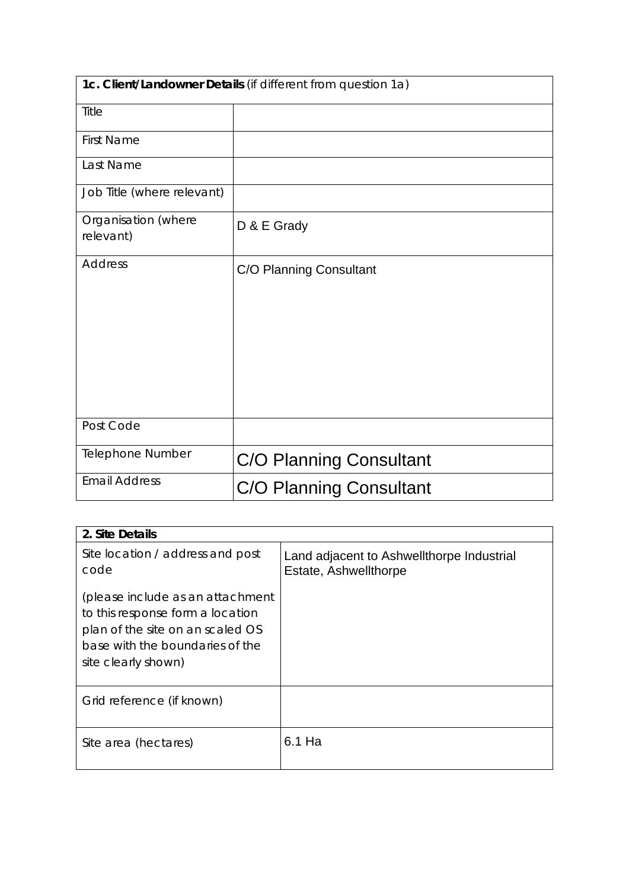| **1c. Client/Landowner Details** (if different from question 1a) | |
|---|---|
| Title | |
| First Name | |
| Last Name | |
| Job Title (where relevant) | |
| Organisation (where relevant) | D & E Grady |
| Address | C/O Planning Consultant |
| Post Code | |
| Telephone Number | C/O Planning Consultant |
| Email Address | C/O Planning Consultant |

| **2. Site Details** | |
|---|---|
| Site location / address and post code<br><br>(please include as an attachment to this response form a location plan of the site on an scaled OS base with the boundaries of the site clearly shown) | Land adjacent to Ashwellthorpe Industrial Estate, Ashwellthorpe |
| Grid reference (if known) | |
| Site area (hectares) | 6.1 Ha |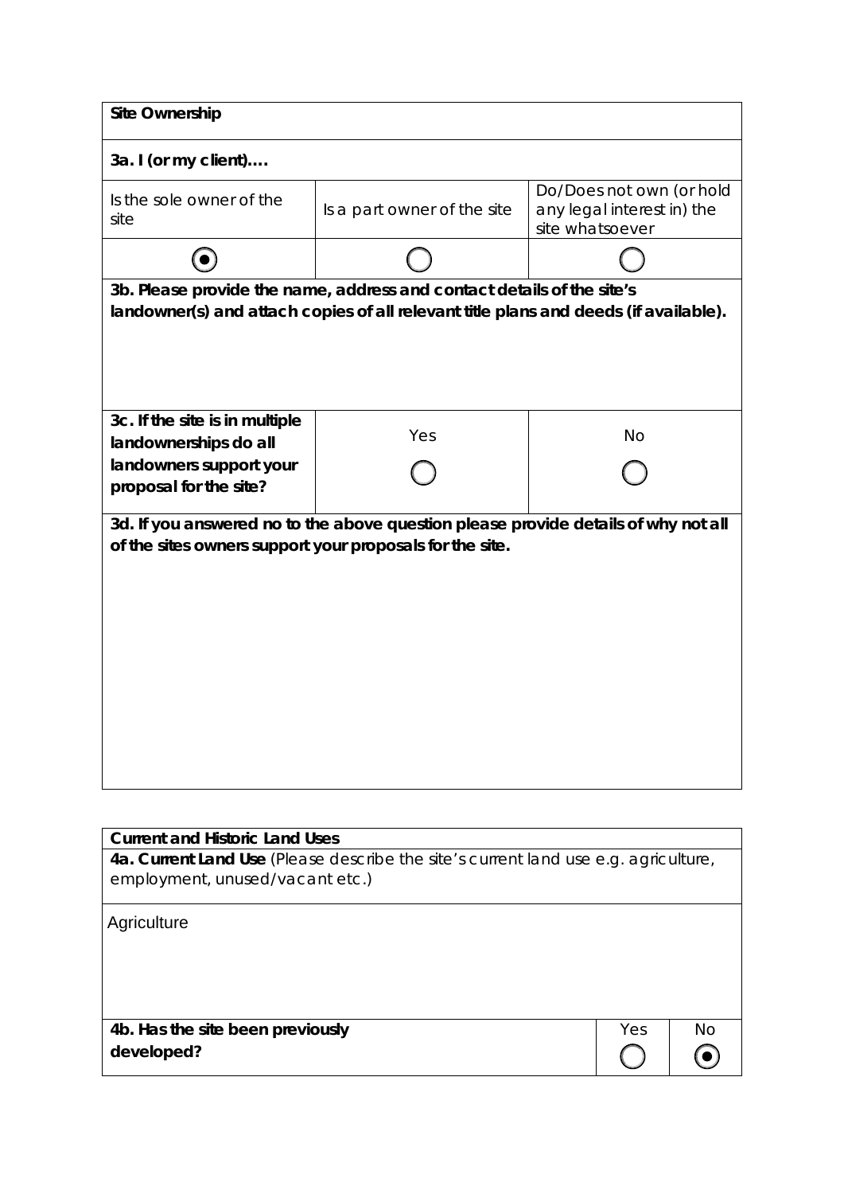| Site Ownership | | |
|---|---|---|
| **3a. I (or my client)….** | | |
| Is the sole owner of the site | Is a part owner of the site | Do/Does not own (or hold any legal interest in) the site whatsoever |
| (•) | ( ) | ( ) |

**3b. Please provide the name, address and contact details of the site's landowner(s) and attach copies of all relevant title plans and deeds (if available).**

| **3c. If the site is in multiple landownerships do all landowners support your proposal for the site?** | Yes | No |
|---|---|---|
| | ( ) | ( ) |

**3d. If you answered no to the above question please provide details of why not all of the sites owners support your proposals for the site.**

**Current and Historic Land Uses**

**4a. Current Land Use** (Please describe the site's current land use e.g. agriculture, employment, unused/vacant etc.)

Agriculture

| **4b. Has the site been previously developed?** | Yes | No |
|---|---|---|
| | ( ) | (•) |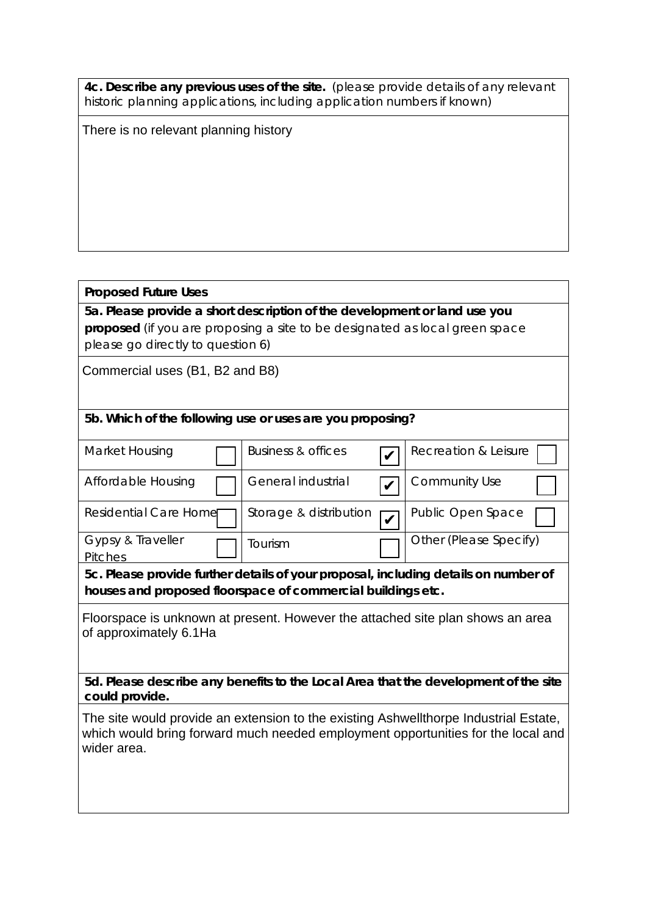**4c. Describe any previous uses of the site.** (please provide details of any relevant historic planning applications, including application numbers if known)

There is no relevant planning history

**Proposed Future Uses**

**5a. Please provide a short description of the development or land use you proposed** (if you are proposing a site to be designated as local green space please go directly to question 6)

Commercial uses (B1, B2 and B8)

**5b. Which of the following use or uses are you proposing?**

| | | | | | |
|---|---|---|---|---|---|
| Market Housing | ☐ | Business & offices | ☑ | Recreation & Leisure | ☐ |
| Affordable Housing | ☐ | General industrial | ☑ | Community Use | ☐ |
| Residential Care Home | ☐ | Storage & distribution | ☑ | Public Open Space | ☐ |
| Gypsy & Traveller Pitches | ☐ | Tourism | ☐ | Other (Please Specify) | |

**5c. Please provide further details of your proposal, including details on number of houses and proposed floorspace of commercial buildings etc.**

Floorspace is unknown at present. However the attached site plan shows an area of approximately 6.1Ha

**5d. Please describe any benefits to the Local Area that the development of the site could provide.**

The site would provide an extension to the existing Ashwellthorpe Industrial Estate, which would bring forward much needed employment opportunities for the local and wider area.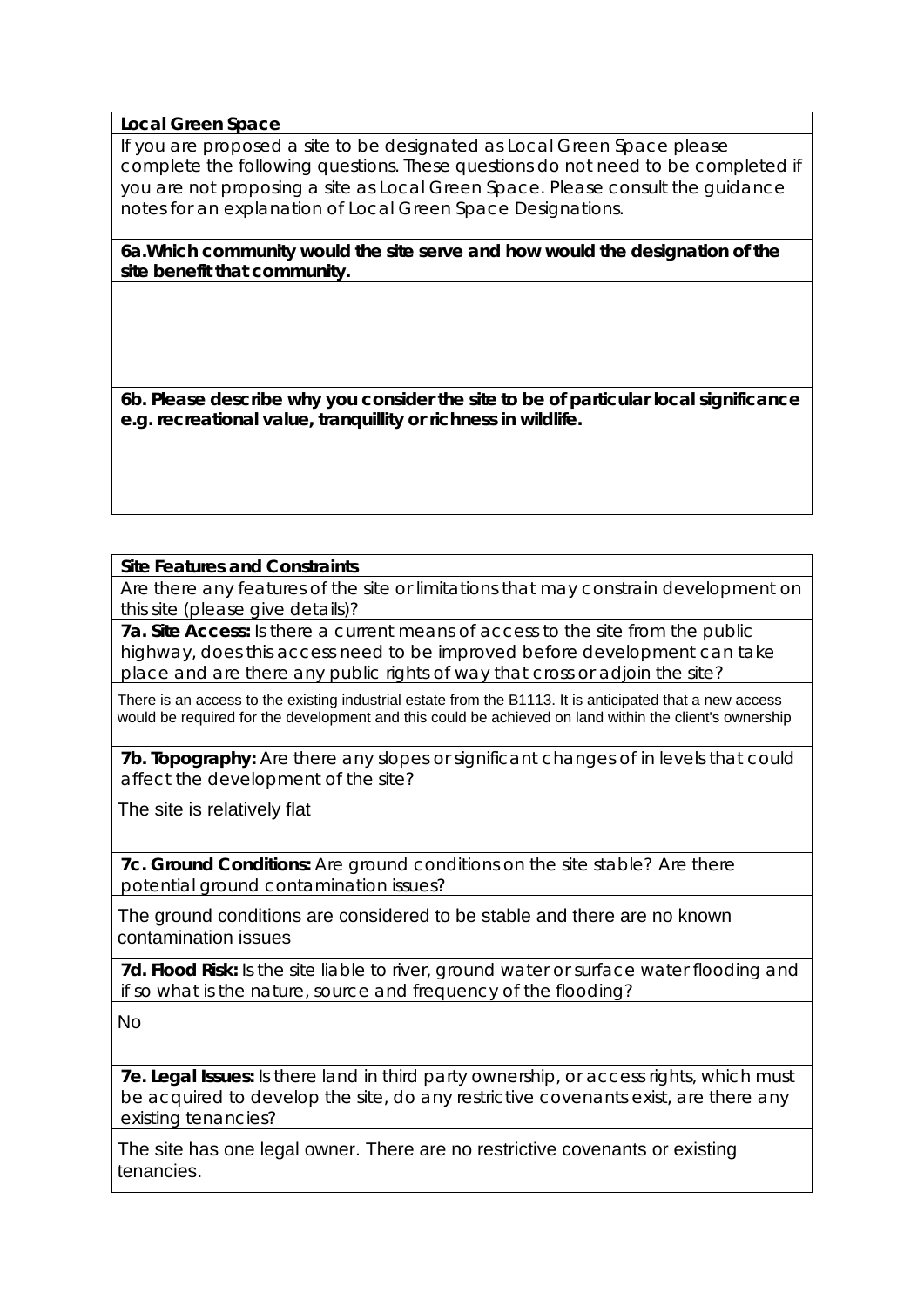**Local Green Space**

If you are proposed a site to be designated as Local Green Space please complete the following questions. These questions do not need to be completed if you are not proposing a site as Local Green Space. Please consult the guidance notes for an explanation of Local Green Space Designations.

**6a.Which community would the site serve and how would the designation of the site benefit that community.**

**6b. Please describe why you consider the site to be of particular local significance e.g. recreational value, tranquillity or richness in wildlife.**

**Site Features and Constraints**

Are there any features of the site or limitations that may constrain development on this site (please give details)?

**7a. Site Access:** Is there a current means of access to the site from the public highway, does this access need to be improved before development can take place and are there any public rights of way that cross or adjoin the site?

There is an access to the existing industrial estate from the B1113. It is anticipated that a new access would be required for the development and this could be achieved on land within the client's ownership

**7b. Topography:** Are there any slopes or significant changes of in levels that could affect the development of the site?

The site is relatively flat

**7c. Ground Conditions:** Are ground conditions on the site stable? Are there potential ground contamination issues?

The ground conditions are considered to be stable and there are no known contamination issues

**7d. Flood Risk:** Is the site liable to river, ground water or surface water flooding and if so what is the nature, source and frequency of the flooding?

No

**7e. Legal Issues:** Is there land in third party ownership, or access rights, which must be acquired to develop the site, do any restrictive covenants exist, are there any existing tenancies?

The site has one legal owner. There are no restrictive covenants or existing tenancies.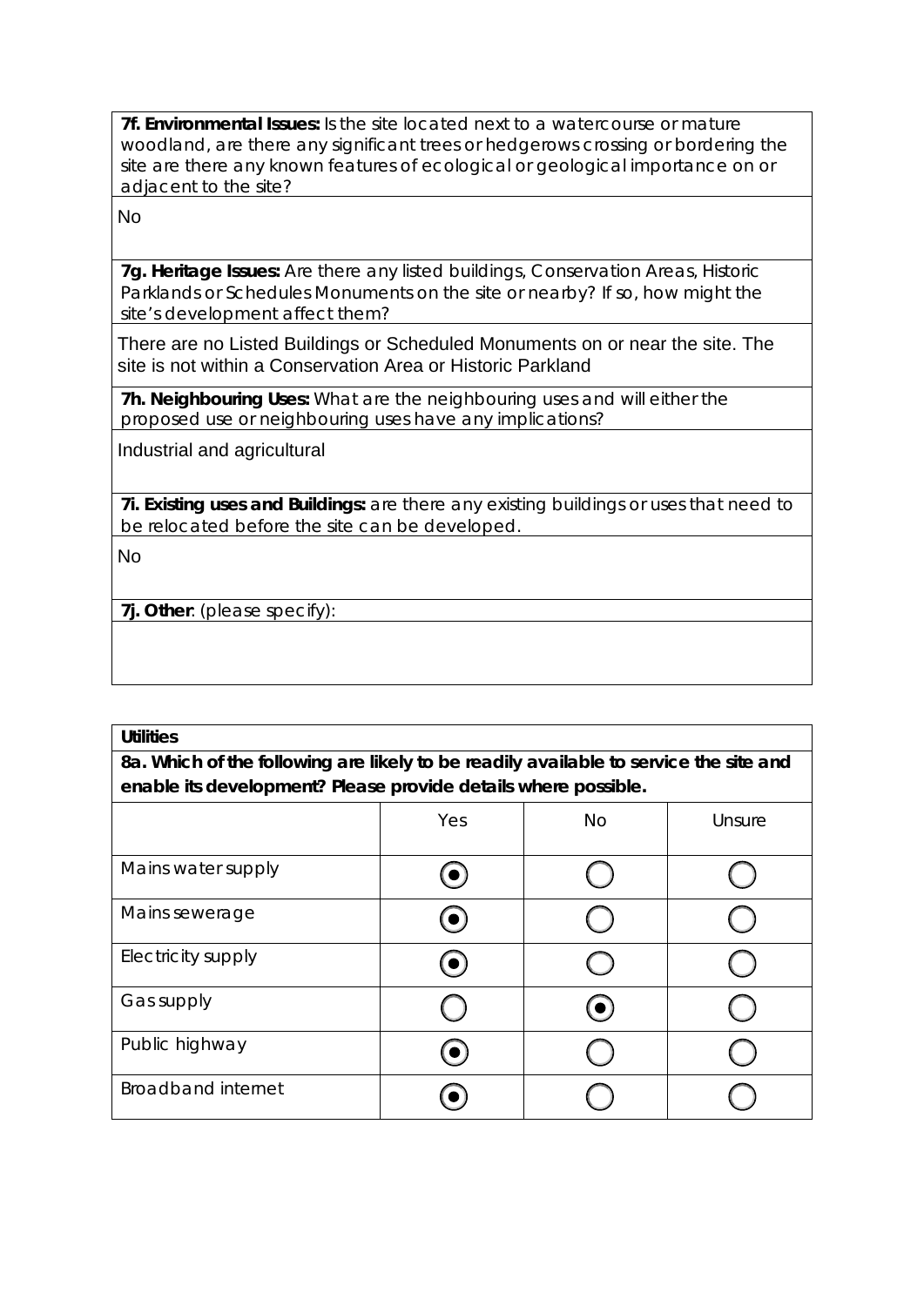**7f. Environmental Issues:** Is the site located next to a watercourse or mature woodland, are there any significant trees or hedgerows crossing or bordering the site are there any known features of ecological or geological importance on or adjacent to the site?

No

**7g. Heritage Issues:** Are there any listed buildings, Conservation Areas, Historic Parklands or Schedules Monuments on the site or nearby? If so, how might the site's development affect them?

There are no Listed Buildings or Scheduled Monuments on or near the site. The site is not within a Conservation Area or Historic Parkland

**7h. Neighbouring Uses:** What are the neighbouring uses and will either the proposed use or neighbouring uses have any implications?

Industrial and agricultural

**7i. Existing uses and Buildings:** are there any existing buildings or uses that need to be relocated before the site can be developed.

No

**7j. Other**: (please specify):

**Utilities**

**8a. Which of the following are likely to be readily available to service the site and enable its development? Please provide details where possible.**

| | Yes | No | Unsure |
|---|---|---|---|
| Mains water supply | ◉ | ○ | ○ |
| Mains sewerage | ◉ | ○ | ○ |
| Electricity supply | ◉ | ○ | ○ |
| Gas supply | ○ | ◉ | ○ |
| Public highway | ◉ | ○ | ○ |
| Broadband internet | ◉ | ○ | ○ |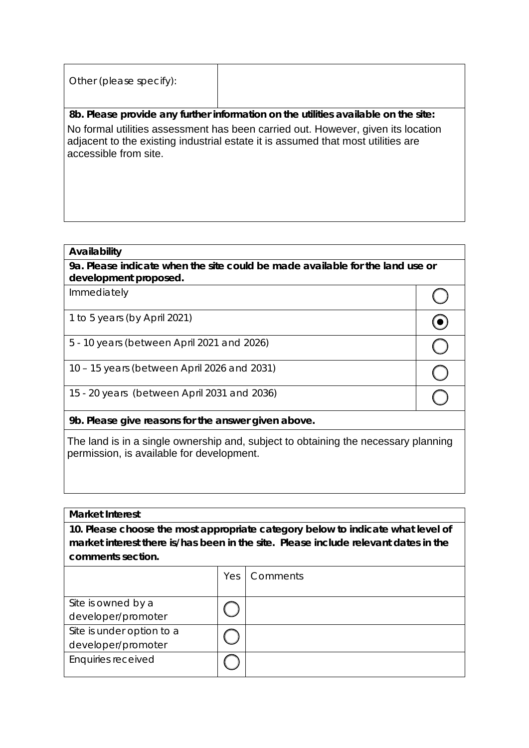| Other (please specify): | |
|---|---|

**8b. Please provide any further information on the utilities available on the site:**

No formal utilities assessment has been carried out. However, given its location adjacent to the existing industrial estate it is assumed that most utilities are accessible from site.

**Availability**

**9a. Please indicate when the site could be made available for the land use or development proposed.**

| Option | Selected |
|---|---|
| Immediately | ○ |
| 1 to 5 years (by April 2021) | ◉ |
| 5 - 10 years (between April 2021 and 2026) | ○ |
| 10 – 15 years (between April 2026 and 2031) | ○ |
| 15 - 20 years (between April 2031 and 2036) | ○ |

**9b. Please give reasons for the answer given above.**

The land is in a single ownership and, subject to obtaining the necessary planning permission, is available for development.

**Market Interest**

**10. Please choose the most appropriate category below to indicate what level of market interest there is/has been in the site. Please include relevant dates in the comments section.**

| | Yes | Comments |
|---|---|---|
| Site is owned by a developer/promoter | ○ | |
| Site is under option to a developer/promoter | ○ | |
| Enquiries received | ○ | |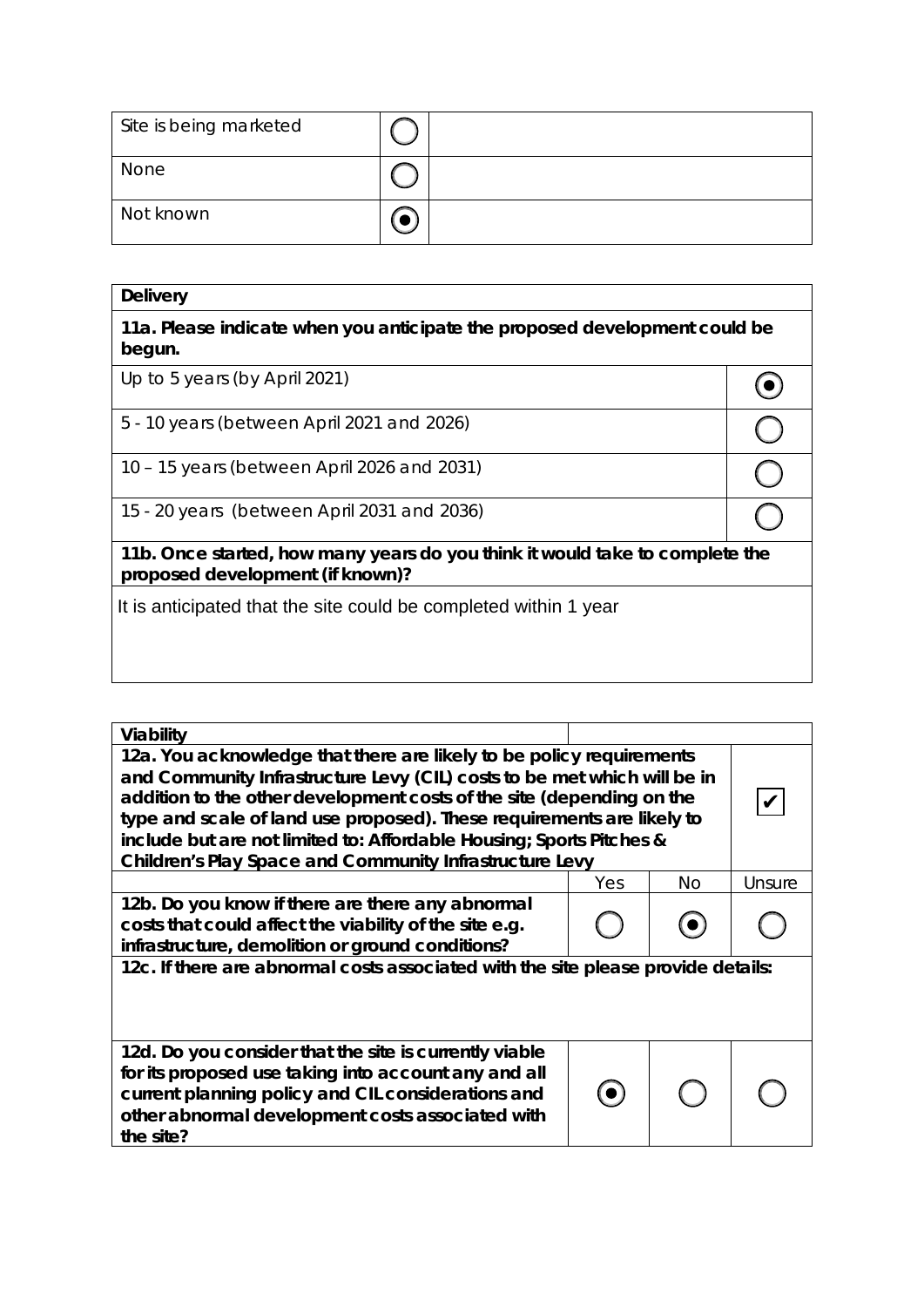| | | |
|---|---|---|
| Site is being marketed | ◯ | |
| None | ◯ | |
| Not known | ◉ | |

| **Delivery** | |
|---|---|
| **11a. Please indicate when you anticipate the proposed development could be begun.** | |
| Up to 5 years (by April 2021) | ◉ |
| 5 - 10 years (between April 2021 and 2026) | ◯ |
| 10 – 15 years (between April 2026 and 2031) | ◯ |
| 15 - 20 years (between April 2031 and 2036) | ◯ |
| **11b. Once started, how many years do you think it would take to complete the proposed development (if known)?** | |
| It is anticipated that the site could be completed within 1 year | |

| **Viability** | | | |
|---|---|---|---|
| **12a. You acknowledge that there are likely to be policy requirements and Community Infrastructure Levy (CIL) costs to be met which will be in addition to the other development costs of the site (depending on the type and scale of land use proposed). These requirements are likely to include but are not limited to: Affordable Housing; Sports Pitches & Children's Play Space and Community Infrastructure Levy** | | | ✔ |
| | Yes | No | Unsure |
| **12b. Do you know if there are there any abnormal costs that could affect the viability of the site e.g. infrastructure, demolition or ground conditions?** | ◯ | ◉ | ◯ |
| **12c. If there are abnormal costs associated with the site please provide details:** | | | |
| **12d. Do you consider that the site is currently viable for its proposed use taking into account any and all current planning policy and CIL considerations and other abnormal development costs associated with the site?** | ◉ | ◯ | ◯ |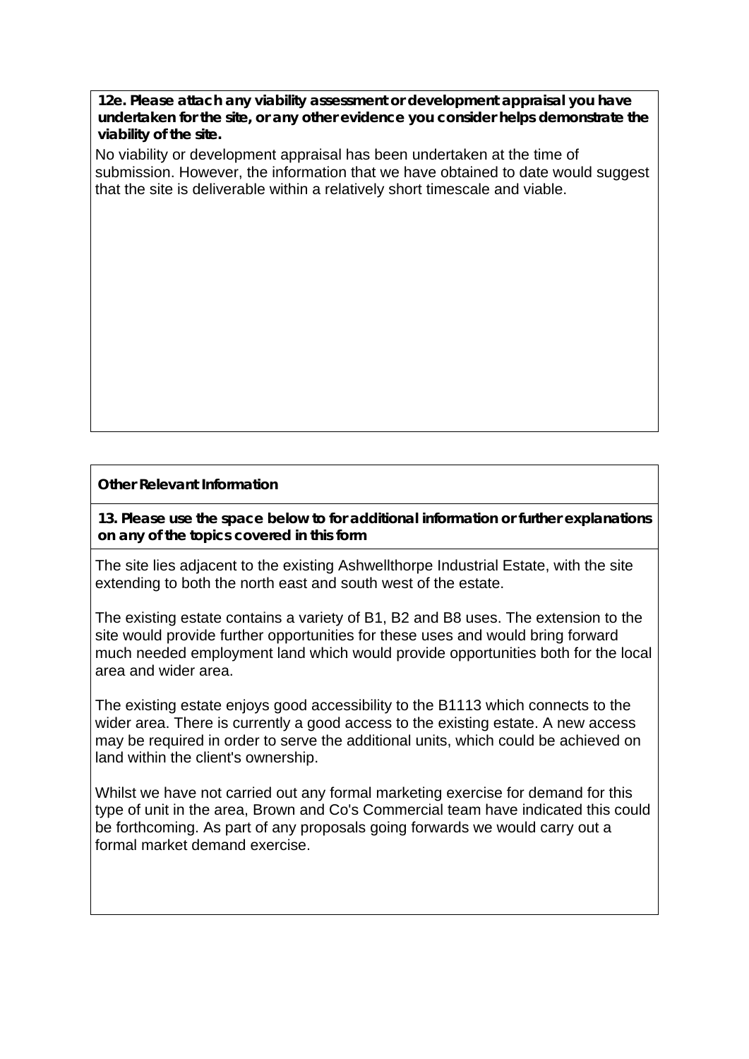**12e. Please attach any viability assessment or development appraisal you have undertaken for the site, or any other evidence you consider helps demonstrate the viability of the site.**

No viability or development appraisal has been undertaken at the time of submission. However, the information that we have obtained to date would suggest that the site is deliverable within a relatively short timescale and viable.

**Other Relevant Information**

**13. Please use the space below to for additional information or further explanations on any of the topics covered in this form**

The site lies adjacent to the existing Ashwellthorpe Industrial Estate, with the site extending to both the north east and south west of the estate.

The existing estate contains a variety of B1, B2 and B8 uses. The extension to the site would provide further opportunities for these uses and would bring forward much needed employment land which would provide opportunities both for the local area and wider area.

The existing estate enjoys good accessibility to the B1113 which connects to the wider area. There is currently a good access to the existing estate. A new access may be required in order to serve the additional units, which could be achieved on land within the client's ownership.

Whilst we have not carried out any formal marketing exercise for demand for this type of unit in the area, Brown and Co's Commercial team have indicated this could be forthcoming. As part of any proposals going forwards we would carry out a formal market demand exercise.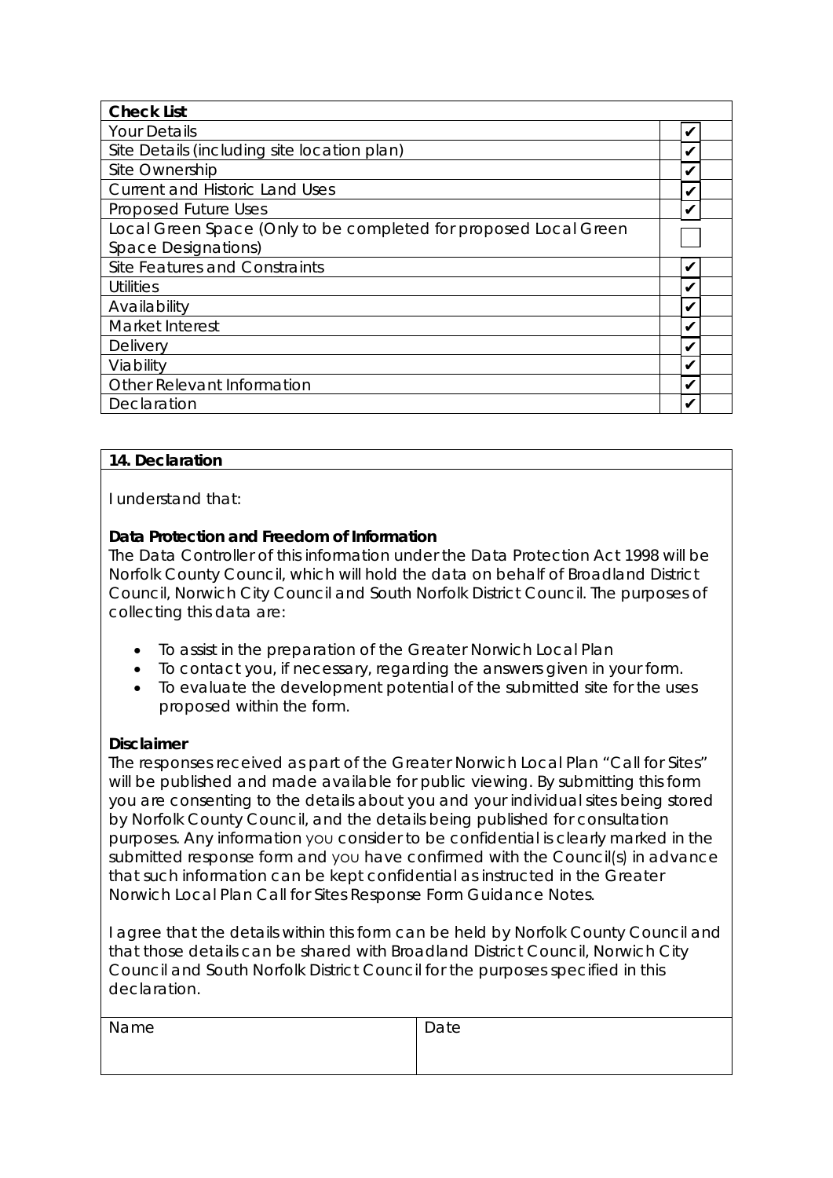| Check List | |
|---|---|
| Your Details | ✔ |
| Site Details (including site location plan) | ✔ |
| Site Ownership | ✔ |
| Current and Historic Land Uses | ✔ |
| Proposed Future Uses | ✔ |
| Local Green Space (Only to be completed for proposed Local Green Space Designations) | |
| Site Features and Constraints | ✔ |
| Utilities | ✔ |
| Availability | ✔ |
| Market Interest | ✔ |
| Delivery | ✔ |
| Viability | ✔ |
| Other Relevant Information | ✔ |
| Declaration | ✔ |

**14. Declaration**

I understand that:

**Data Protection and Freedom of Information**

The Data Controller of this information under the Data Protection Act 1998 will be Norfolk County Council, which will hold the data on behalf of Broadland District Council, Norwich City Council and South Norfolk District Council. The purposes of collecting this data are:

- To assist in the preparation of the Greater Norwich Local Plan
- To contact you, if necessary, regarding the answers given in your form.
- To evaluate the development potential of the submitted site for the uses proposed within the form.

**Disclaimer**

The responses received as part of the Greater Norwich Local Plan "Call for Sites" will be published and made available for public viewing. By submitting this form you are consenting to the details about you and your individual sites being stored by Norfolk County Council, and the details being published for consultation purposes. Any information you consider to be confidential is clearly marked in the submitted response form and you have confirmed with the Council(s) in advance that such information can be kept confidential as instructed in the Greater Norwich Local Plan Call for Sites Response Form Guidance Notes.

I agree that the details within this form can be held by Norfolk County Council and that those details can be shared with Broadland District Council, Norwich City Council and South Norfolk District Council for the purposes specified in this declaration.

| Name | Date |
|---|---|
| | |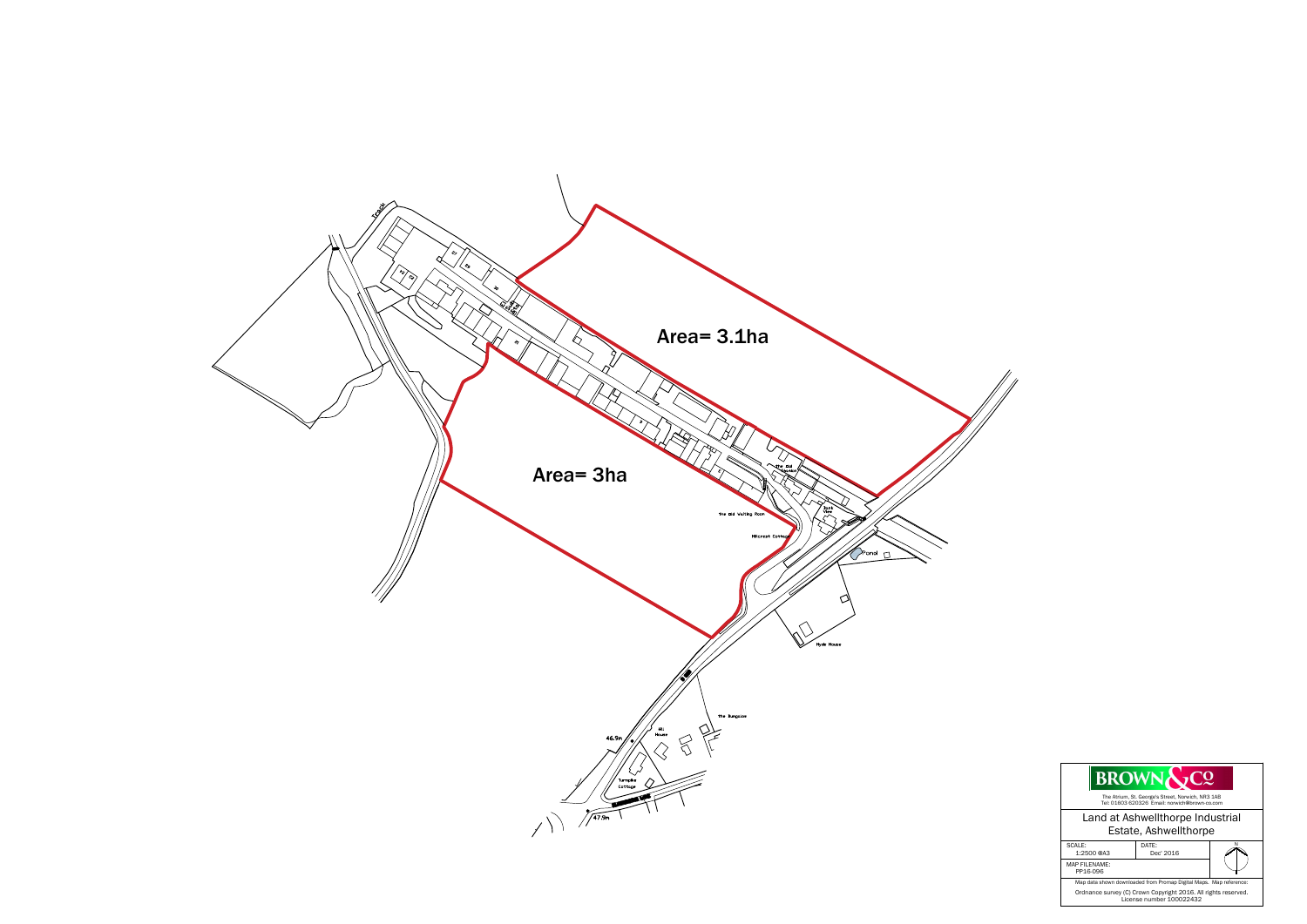Area= 3.1ha

Area= 3ha

Track

The Old Waiting Room

Hillcrest Cottage

Pond

Hyde House

The Bungalow

46.9m

47.9m

Turnpike Cottage

**BROWN & Co**

The Atrium, St. George's Street, Norwich, NR3 1AB
Tel: 01603 629326 Email: norwich@brown-co.com

Land at Ashwellthorpe Industrial Estate, Ashwellthorpe

| | |
|---|---|
| SCALE: 1:2500 @A3 | DATE: Dec' 2016 |
| MAP FILENAME: PP16-096 | |

Map data shown downloaded from Promap Digital Maps. Map reference:

Ordnance survey (C) Crown Copyright 2016. All rights reserved. License number 100022432